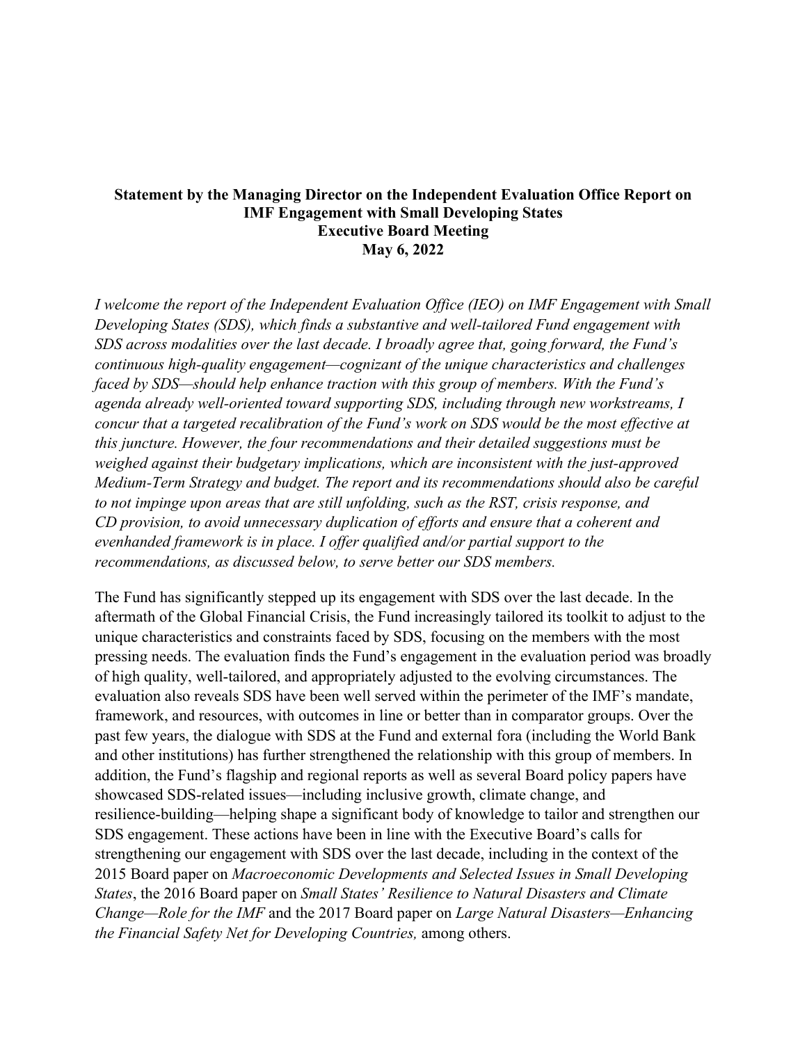**Statement by the Managing Director on the Independent Evaluation Office Report on IMF Engagement with Small Developing States**
**Executive Board Meeting**
**May 6, 2022**

*I welcome the report of the Independent Evaluation Office (IEO) on IMF Engagement with Small Developing States (SDS), which finds a substantive and well-tailored Fund engagement with SDS across modalities over the last decade. I broadly agree that, going forward, the Fund's continuous high-quality engagement—cognizant of the unique characteristics and challenges faced by SDS—should help enhance traction with this group of members. With the Fund's agenda already well-oriented toward supporting SDS, including through new workstreams, I concur that a targeted recalibration of the Fund's work on SDS would be the most effective at this juncture. However, the four recommendations and their detailed suggestions must be weighed against their budgetary implications, which are inconsistent with the just-approved Medium-Term Strategy and budget. The report and its recommendations should also be careful to not impinge upon areas that are still unfolding, such as the RST, crisis response, and CD provision, to avoid unnecessary duplication of efforts and ensure that a coherent and evenhanded framework is in place. I offer qualified and/or partial support to the recommendations, as discussed below, to serve better our SDS members.*

The Fund has significantly stepped up its engagement with SDS over the last decade. In the aftermath of the Global Financial Crisis, the Fund increasingly tailored its toolkit to adjust to the unique characteristics and constraints faced by SDS, focusing on the members with the most pressing needs. The evaluation finds the Fund's engagement in the evaluation period was broadly of high quality, well-tailored, and appropriately adjusted to the evolving circumstances. The evaluation also reveals SDS have been well served within the perimeter of the IMF's mandate, framework, and resources, with outcomes in line or better than in comparator groups. Over the past few years, the dialogue with SDS at the Fund and external fora (including the World Bank and other institutions) has further strengthened the relationship with this group of members. In addition, the Fund's flagship and regional reports as well as several Board policy papers have showcased SDS-related issues—including inclusive growth, climate change, and resilience-building—helping shape a significant body of knowledge to tailor and strengthen our SDS engagement. These actions have been in line with the Executive Board's calls for strengthening our engagement with SDS over the last decade, including in the context of the 2015 Board paper on *Macroeconomic Developments and Selected Issues in Small Developing States*, the 2016 Board paper on *Small States' Resilience to Natural Disasters and Climate Change—Role for the IMF* and the 2017 Board paper on *Large Natural Disasters—Enhancing the Financial Safety Net for Developing Countries,* among others.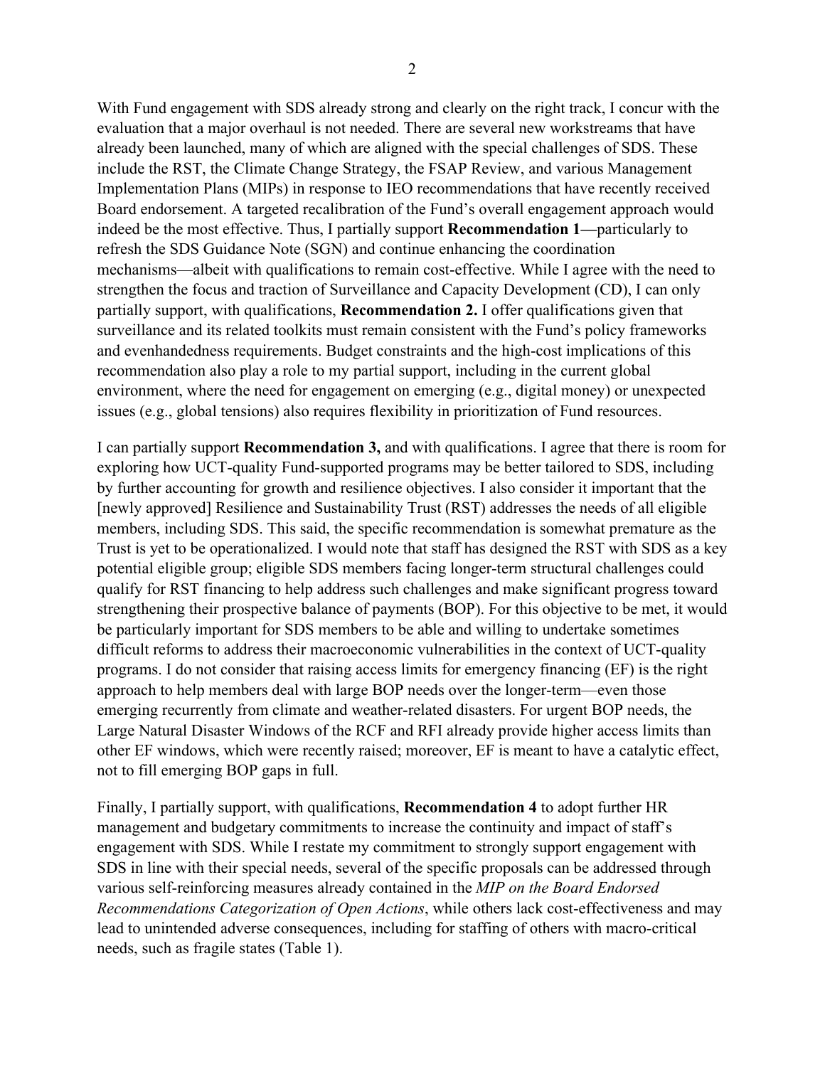With Fund engagement with SDS already strong and clearly on the right track, I concur with the evaluation that a major overhaul is not needed. There are several new workstreams that have already been launched, many of which are aligned with the special challenges of SDS. These include the RST, the Climate Change Strategy, the FSAP Review, and various Management Implementation Plans (MIPs) in response to IEO recommendations that have recently received Board endorsement. A targeted recalibration of the Fund's overall engagement approach would indeed be the most effective. Thus, I partially support **Recommendation 1—**particularly to refresh the SDS Guidance Note (SGN) and continue enhancing the coordination mechanisms—albeit with qualifications to remain cost-effective. While I agree with the need to strengthen the focus and traction of Surveillance and Capacity Development (CD), I can only partially support, with qualifications, **Recommendation 2.** I offer qualifications given that surveillance and its related toolkits must remain consistent with the Fund's policy frameworks and evenhandedness requirements. Budget constraints and the high-cost implications of this recommendation also play a role to my partial support, including in the current global environment, where the need for engagement on emerging (e.g., digital money) or unexpected issues (e.g., global tensions) also requires flexibility in prioritization of Fund resources.

I can partially support **Recommendation 3,** and with qualifications. I agree that there is room for exploring how UCT-quality Fund-supported programs may be better tailored to SDS, including by further accounting for growth and resilience objectives. I also consider it important that the [newly approved] Resilience and Sustainability Trust (RST) addresses the needs of all eligible members, including SDS. This said, the specific recommendation is somewhat premature as the Trust is yet to be operationalized. I would note that staff has designed the RST with SDS as a key potential eligible group; eligible SDS members facing longer-term structural challenges could qualify for RST financing to help address such challenges and make significant progress toward strengthening their prospective balance of payments (BOP). For this objective to be met, it would be particularly important for SDS members to be able and willing to undertake sometimes difficult reforms to address their macroeconomic vulnerabilities in the context of UCT-quality programs. I do not consider that raising access limits for emergency financing (EF) is the right approach to help members deal with large BOP needs over the longer-term—even those emerging recurrently from climate and weather-related disasters. For urgent BOP needs, the Large Natural Disaster Windows of the RCF and RFI already provide higher access limits than other EF windows, which were recently raised; moreover, EF is meant to have a catalytic effect, not to fill emerging BOP gaps in full.

Finally, I partially support, with qualifications, **Recommendation 4** to adopt further HR management and budgetary commitments to increase the continuity and impact of staff's engagement with SDS. While I restate my commitment to strongly support engagement with SDS in line with their special needs, several of the specific proposals can be addressed through various self-reinforcing measures already contained in the *MIP on the Board Endorsed Recommendations Categorization of Open Actions*, while others lack cost-effectiveness and may lead to unintended adverse consequences, including for staffing of others with macro-critical needs, such as fragile states (Table 1).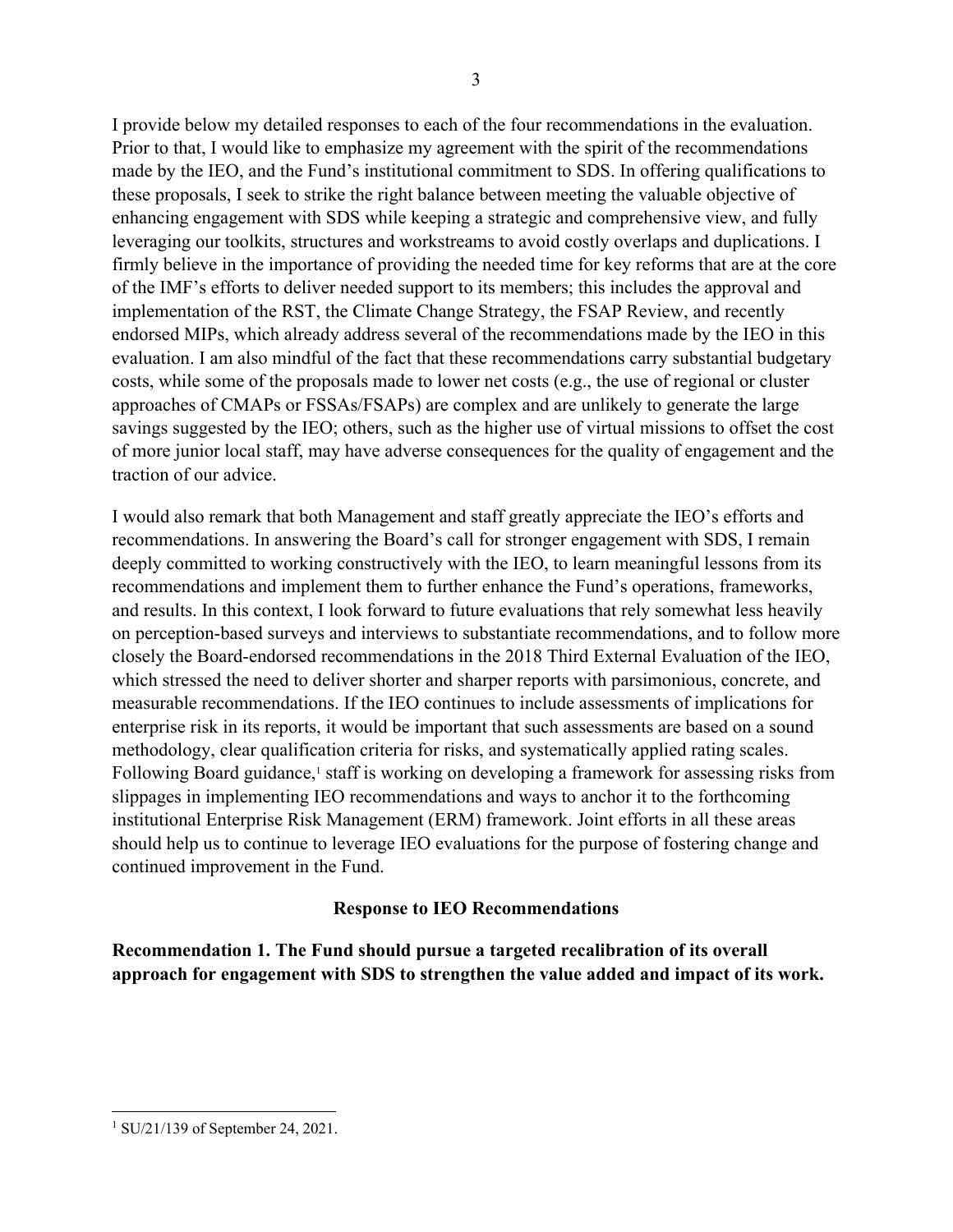I provide below my detailed responses to each of the four recommendations in the evaluation. Prior to that, I would like to emphasize my agreement with the spirit of the recommendations made by the IEO, and the Fund's institutional commitment to SDS. In offering qualifications to these proposals, I seek to strike the right balance between meeting the valuable objective of enhancing engagement with SDS while keeping a strategic and comprehensive view, and fully leveraging our toolkits, structures and workstreams to avoid costly overlaps and duplications. I firmly believe in the importance of providing the needed time for key reforms that are at the core of the IMF's efforts to deliver needed support to its members; this includes the approval and implementation of the RST, the Climate Change Strategy, the FSAP Review, and recently endorsed MIPs, which already address several of the recommendations made by the IEO in this evaluation. I am also mindful of the fact that these recommendations carry substantial budgetary costs, while some of the proposals made to lower net costs (e.g., the use of regional or cluster approaches of CMAPs or FSSAs/FSAPs) are complex and are unlikely to generate the large savings suggested by the IEO; others, such as the higher use of virtual missions to offset the cost of more junior local staff, may have adverse consequences for the quality of engagement and the traction of our advice.

I would also remark that both Management and staff greatly appreciate the IEO's efforts and recommendations. In answering the Board's call for stronger engagement with SDS, I remain deeply committed to working constructively with the IEO, to learn meaningful lessons from its recommendations and implement them to further enhance the Fund's operations, frameworks, and results. In this context, I look forward to future evaluations that rely somewhat less heavily on perception-based surveys and interviews to substantiate recommendations, and to follow more closely the Board-endorsed recommendations in the 2018 Third External Evaluation of the IEO, which stressed the need to deliver shorter and sharper reports with parsimonious, concrete, and measurable recommendations. If the IEO continues to include assessments of implications for enterprise risk in its reports, it would be important that such assessments are based on a sound methodology, clear qualification criteria for risks, and systematically applied rating scales. Following Board guidance,[1] staff is working on developing a framework for assessing risks from slippages in implementing IEO recommendations and ways to anchor it to the forthcoming institutional Enterprise Risk Management (ERM) framework. Joint efforts in all these areas should help us to continue to leverage IEO evaluations for the purpose of fostering change and continued improvement in the Fund.

## Response to IEO Recommendations

**Recommendation 1. The Fund should pursue a targeted recalibration of its overall approach for engagement with SDS to strengthen the value added and impact of its work.**

[1] SU/21/139 of September 24, 2021.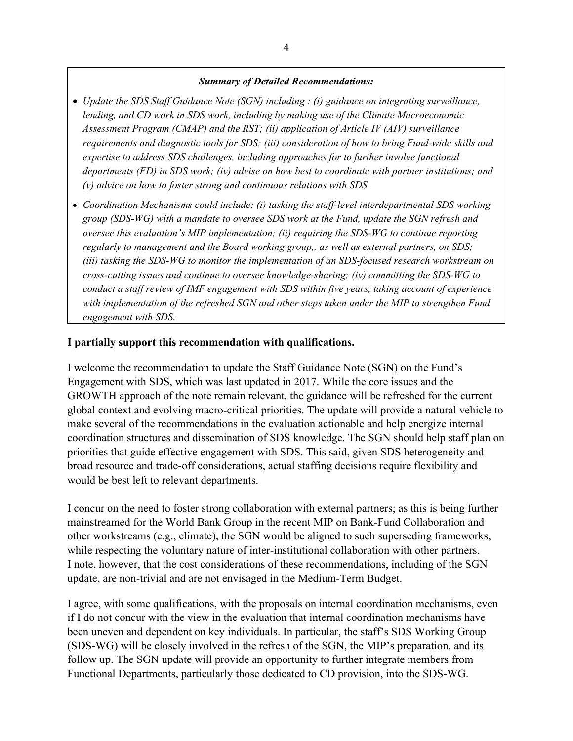***Summary of Detailed Recommendations:***

- *Update the SDS Staff Guidance Note (SGN) including : (i) guidance on integrating surveillance, lending, and CD work in SDS work, including by making use of the Climate Macroeconomic Assessment Program (CMAP) and the RST; (ii) application of Article IV (AIV) surveillance requirements and diagnostic tools for SDS; (iii) consideration of how to bring Fund-wide skills and expertise to address SDS challenges, including approaches for to further involve functional departments (FD) in SDS work; (iv) advise on how best to coordinate with partner institutions; and (v) advice on how to foster strong and continuous relations with SDS.*
- *Coordination Mechanisms could include: (i) tasking the staff-level interdepartmental SDS working group (SDS-WG) with a mandate to oversee SDS work at the Fund, update the SGN refresh and oversee this evaluation's MIP implementation; (ii) requiring the SDS-WG to continue reporting regularly to management and the Board working group,, as well as external partners, on SDS; (iii) tasking the SDS-WG to monitor the implementation of an SDS-focused research workstream on cross-cutting issues and continue to oversee knowledge-sharing; (iv) committing the SDS-WG to conduct a staff review of IMF engagement with SDS within five years, taking account of experience with implementation of the refreshed SGN and other steps taken under the MIP to strengthen Fund engagement with SDS.*

**I partially support this recommendation with qualifications.**

I welcome the recommendation to update the Staff Guidance Note (SGN) on the Fund's Engagement with SDS, which was last updated in 2017. While the core issues and the GROWTH approach of the note remain relevant, the guidance will be refreshed for the current global context and evolving macro-critical priorities. The update will provide a natural vehicle to make several of the recommendations in the evaluation actionable and help energize internal coordination structures and dissemination of SDS knowledge. The SGN should help staff plan on priorities that guide effective engagement with SDS. This said, given SDS heterogeneity and broad resource and trade-off considerations, actual staffing decisions require flexibility and would be best left to relevant departments.

I concur on the need to foster strong collaboration with external partners; as this is being further mainstreamed for the World Bank Group in the recent MIP on Bank-Fund Collaboration and other workstreams (e.g., climate), the SGN would be aligned to such superseding frameworks, while respecting the voluntary nature of inter-institutional collaboration with other partners. I note, however, that the cost considerations of these recommendations, including of the SGN update, are non-trivial and are not envisaged in the Medium-Term Budget.

I agree, with some qualifications, with the proposals on internal coordination mechanisms, even if I do not concur with the view in the evaluation that internal coordination mechanisms have been uneven and dependent on key individuals. In particular, the staff's SDS Working Group (SDS-WG) will be closely involved in the refresh of the SGN, the MIP's preparation, and its follow up. The SGN update will provide an opportunity to further integrate members from Functional Departments, particularly those dedicated to CD provision, into the SDS-WG.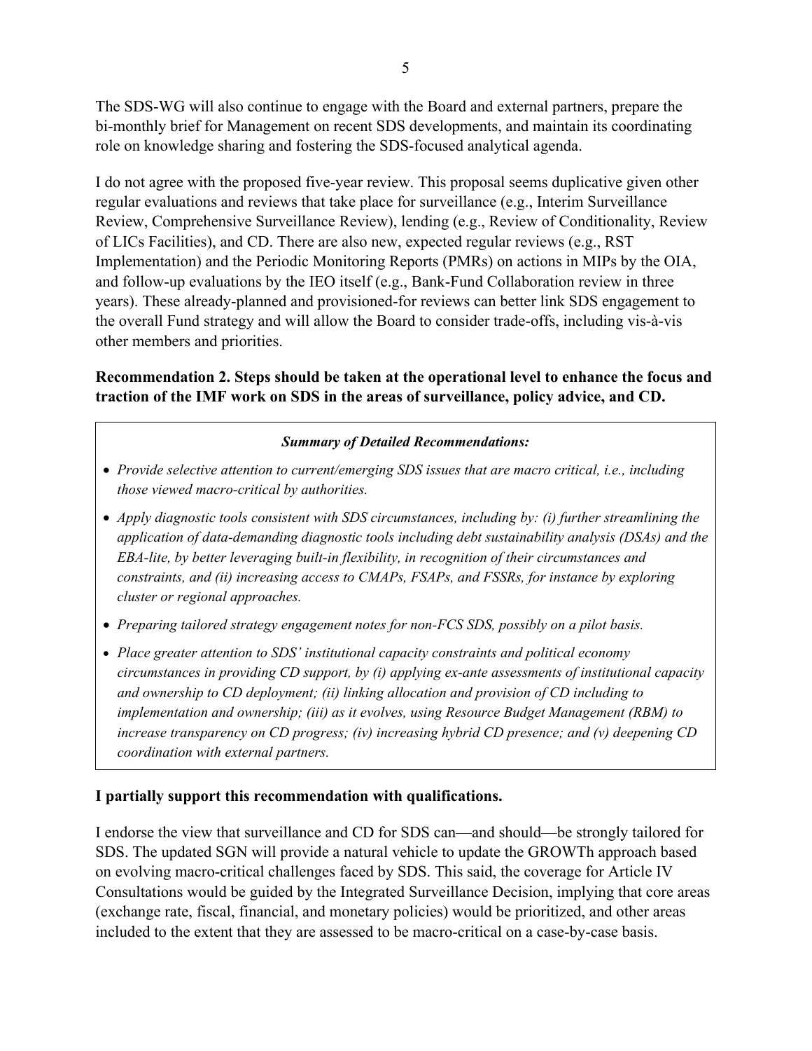The SDS-WG will also continue to engage with the Board and external partners, prepare the bi-monthly brief for Management on recent SDS developments, and maintain its coordinating role on knowledge sharing and fostering the SDS-focused analytical agenda.

I do not agree with the proposed five-year review. This proposal seems duplicative given other regular evaluations and reviews that take place for surveillance (e.g., Interim Surveillance Review, Comprehensive Surveillance Review), lending (e.g., Review of Conditionality, Review of LICs Facilities), and CD. There are also new, expected regular reviews (e.g., RST Implementation) and the Periodic Monitoring Reports (PMRs) on actions in MIPs by the OIA, and follow-up evaluations by the IEO itself (e.g., Bank-Fund Collaboration review in three years). These already-planned and provisioned-for reviews can better link SDS engagement to the overall Fund strategy and will allow the Board to consider trade-offs, including vis-à-vis other members and priorities.

**Recommendation 2. Steps should be taken at the operational level to enhance the focus and traction of the IMF work on SDS in the areas of surveillance, policy advice, and CD.**

***Summary of Detailed Recommendations:***

- *Provide selective attention to current/emerging SDS issues that are macro critical, i.e., including those viewed macro-critical by authorities.*
- *Apply diagnostic tools consistent with SDS circumstances, including by: (i) further streamlining the application of data-demanding diagnostic tools including debt sustainability analysis (DSAs) and the EBA-lite, by better leveraging built-in flexibility, in recognition of their circumstances and constraints, and (ii) increasing access to CMAPs, FSAPs, and FSSRs, for instance by exploring cluster or regional approaches.*
- *Preparing tailored strategy engagement notes for non-FCS SDS, possibly on a pilot basis.*
- *Place greater attention to SDS' institutional capacity constraints and political economy circumstances in providing CD support, by (i) applying ex-ante assessments of institutional capacity and ownership to CD deployment; (ii) linking allocation and provision of CD including to implementation and ownership; (iii) as it evolves, using Resource Budget Management (RBM) to increase transparency on CD progress; (iv) increasing hybrid CD presence; and (v) deepening CD coordination with external partners.*

**I partially support this recommendation with qualifications.**

I endorse the view that surveillance and CD for SDS can—and should—be strongly tailored for SDS. The updated SGN will provide a natural vehicle to update the GROWTh approach based on evolving macro-critical challenges faced by SDS. This said, the coverage for Article IV Consultations would be guided by the Integrated Surveillance Decision, implying that core areas (exchange rate, fiscal, financial, and monetary policies) would be prioritized, and other areas included to the extent that they are assessed to be macro-critical on a case-by-case basis.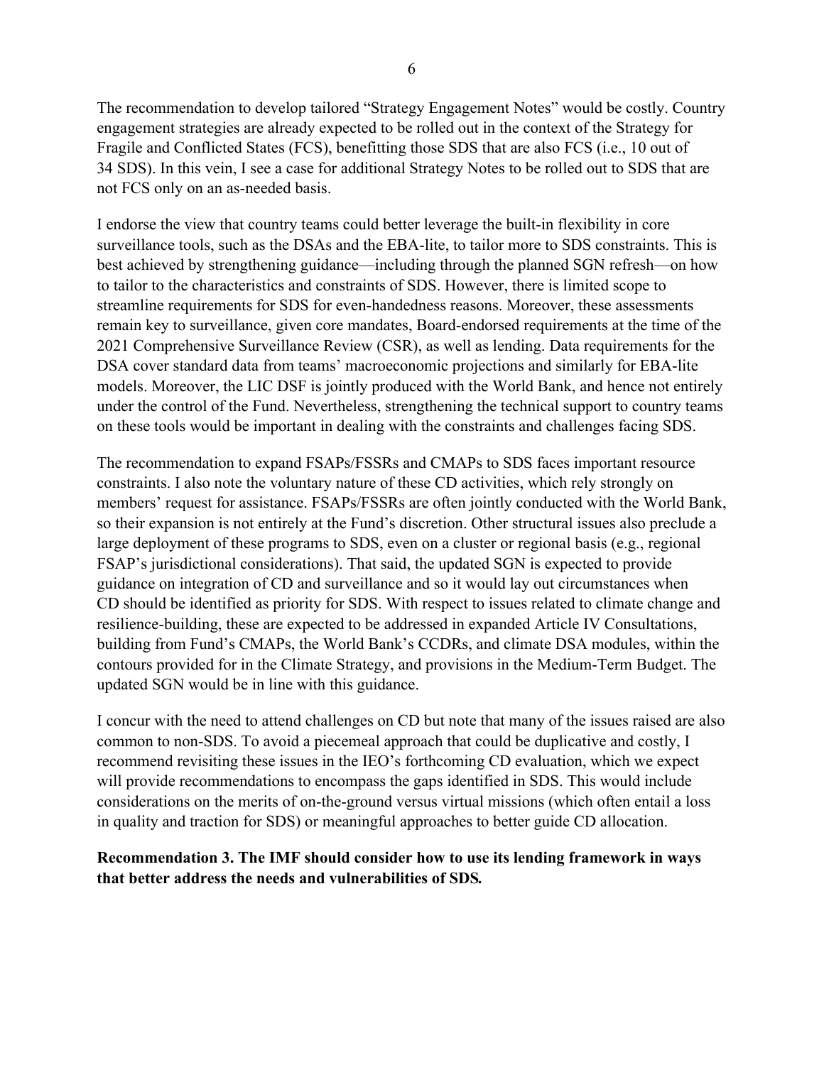The recommendation to develop tailored "Strategy Engagement Notes" would be costly. Country engagement strategies are already expected to be rolled out in the context of the Strategy for Fragile and Conflicted States (FCS), benefitting those SDS that are also FCS (i.e., 10 out of 34 SDS). In this vein, I see a case for additional Strategy Notes to be rolled out to SDS that are not FCS only on an as-needed basis.

I endorse the view that country teams could better leverage the built-in flexibility in core surveillance tools, such as the DSAs and the EBA-lite, to tailor more to SDS constraints. This is best achieved by strengthening guidance—including through the planned SGN refresh—on how to tailor to the characteristics and constraints of SDS. However, there is limited scope to streamline requirements for SDS for even-handedness reasons. Moreover, these assessments remain key to surveillance, given core mandates, Board-endorsed requirements at the time of the 2021 Comprehensive Surveillance Review (CSR), as well as lending. Data requirements for the DSA cover standard data from teams' macroeconomic projections and similarly for EBA-lite models. Moreover, the LIC DSF is jointly produced with the World Bank, and hence not entirely under the control of the Fund. Nevertheless, strengthening the technical support to country teams on these tools would be important in dealing with the constraints and challenges facing SDS.

The recommendation to expand FSAPs/FSSRs and CMAPs to SDS faces important resource constraints. I also note the voluntary nature of these CD activities, which rely strongly on members' request for assistance. FSAPs/FSSRs are often jointly conducted with the World Bank, so their expansion is not entirely at the Fund's discretion. Other structural issues also preclude a large deployment of these programs to SDS, even on a cluster or regional basis (e.g., regional FSAP's jurisdictional considerations). That said, the updated SGN is expected to provide guidance on integration of CD and surveillance and so it would lay out circumstances when CD should be identified as priority for SDS. With respect to issues related to climate change and resilience-building, these are expected to be addressed in expanded Article IV Consultations, building from Fund's CMAPs, the World Bank's CCDRs, and climate DSA modules, within the contours provided for in the Climate Strategy, and provisions in the Medium-Term Budget. The updated SGN would be in line with this guidance.

I concur with the need to attend challenges on CD but note that many of the issues raised are also common to non-SDS. To avoid a piecemeal approach that could be duplicative and costly, I recommend revisiting these issues in the IEO's forthcoming CD evaluation, which we expect will provide recommendations to encompass the gaps identified in SDS. This would include considerations on the merits of on-the-ground versus virtual missions (which often entail a loss in quality and traction for SDS) or meaningful approaches to better guide CD allocation.

**Recommendation 3. The IMF should consider how to use its lending framework in ways that better address the needs and vulnerabilities of SDS.**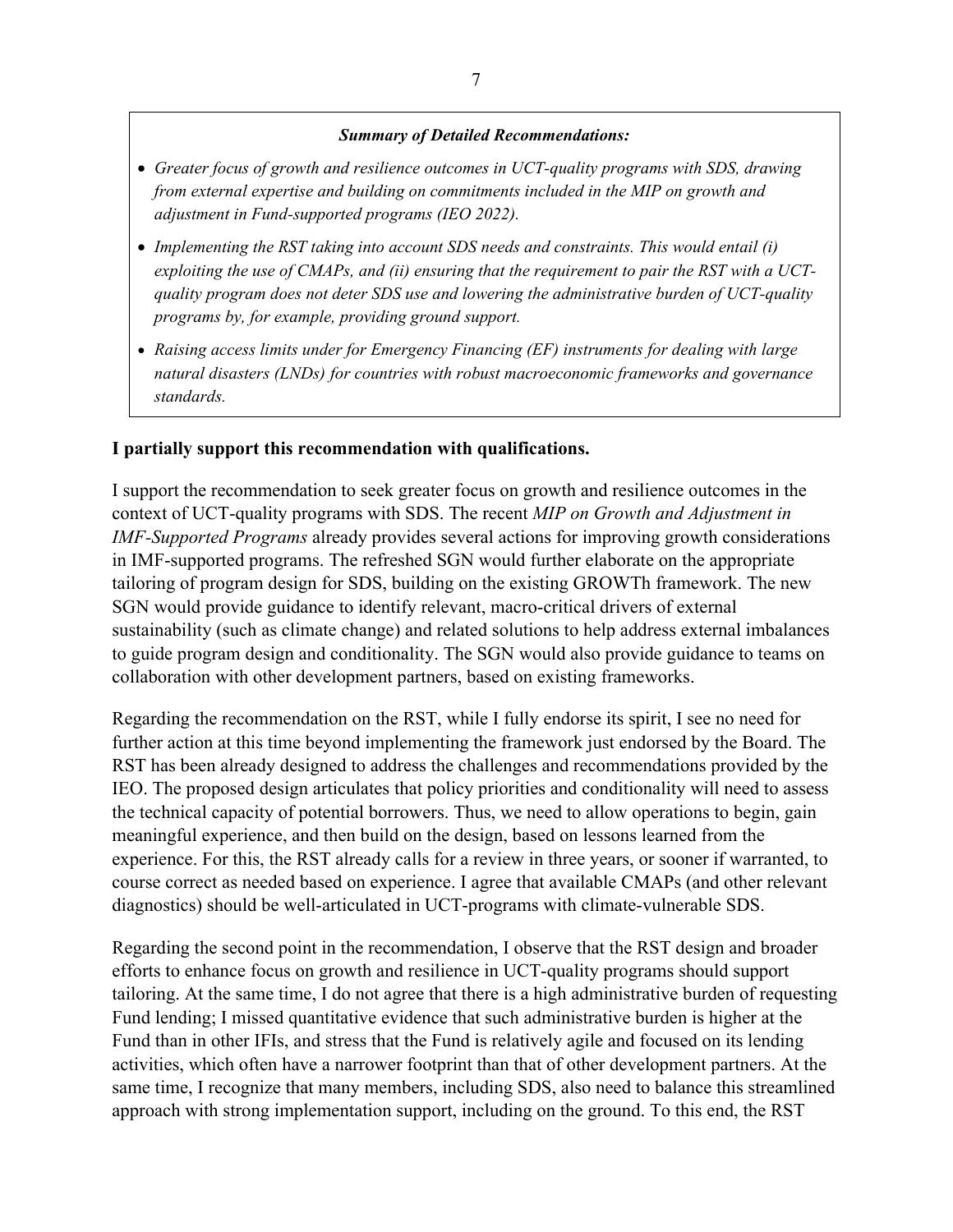***Summary of Detailed Recommendations:***

- *Greater focus of growth and resilience outcomes in UCT-quality programs with SDS, drawing from external expertise and building on commitments included in the MIP on growth and adjustment in Fund-supported programs (IEO 2022).*
- *Implementing the RST taking into account SDS needs and constraints. This would entail (i) exploiting the use of CMAPs, and (ii) ensuring that the requirement to pair the RST with a UCT-quality program does not deter SDS use and lowering the administrative burden of UCT-quality programs by, for example, providing ground support.*
- *Raising access limits under for Emergency Financing (EF) instruments for dealing with large natural disasters (LNDs) for countries with robust macroeconomic frameworks and governance standards.*

**I partially support this recommendation with qualifications.**

I support the recommendation to seek greater focus on growth and resilience outcomes in the context of UCT-quality programs with SDS. The recent *MIP on Growth and Adjustment in IMF-Supported Programs* already provides several actions for improving growth considerations in IMF-supported programs. The refreshed SGN would further elaborate on the appropriate tailoring of program design for SDS, building on the existing GROWTh framework. The new SGN would provide guidance to identify relevant, macro-critical drivers of external sustainability (such as climate change) and related solutions to help address external imbalances to guide program design and conditionality. The SGN would also provide guidance to teams on collaboration with other development partners, based on existing frameworks.

Regarding the recommendation on the RST, while I fully endorse its spirit, I see no need for further action at this time beyond implementing the framework just endorsed by the Board. The RST has been already designed to address the challenges and recommendations provided by the IEO. The proposed design articulates that policy priorities and conditionality will need to assess the technical capacity of potential borrowers. Thus, we need to allow operations to begin, gain meaningful experience, and then build on the design, based on lessons learned from the experience. For this, the RST already calls for a review in three years, or sooner if warranted, to course correct as needed based on experience. I agree that available CMAPs (and other relevant diagnostics) should be well-articulated in UCT-programs with climate-vulnerable SDS.

Regarding the second point in the recommendation, I observe that the RST design and broader efforts to enhance focus on growth and resilience in UCT-quality programs should support tailoring. At the same time, I do not agree that there is a high administrative burden of requesting Fund lending; I missed quantitative evidence that such administrative burden is higher at the Fund than in other IFIs, and stress that the Fund is relatively agile and focused on its lending activities, which often have a narrower footprint than that of other development partners. At the same time, I recognize that many members, including SDS, also need to balance this streamlined approach with strong implementation support, including on the ground. To this end, the RST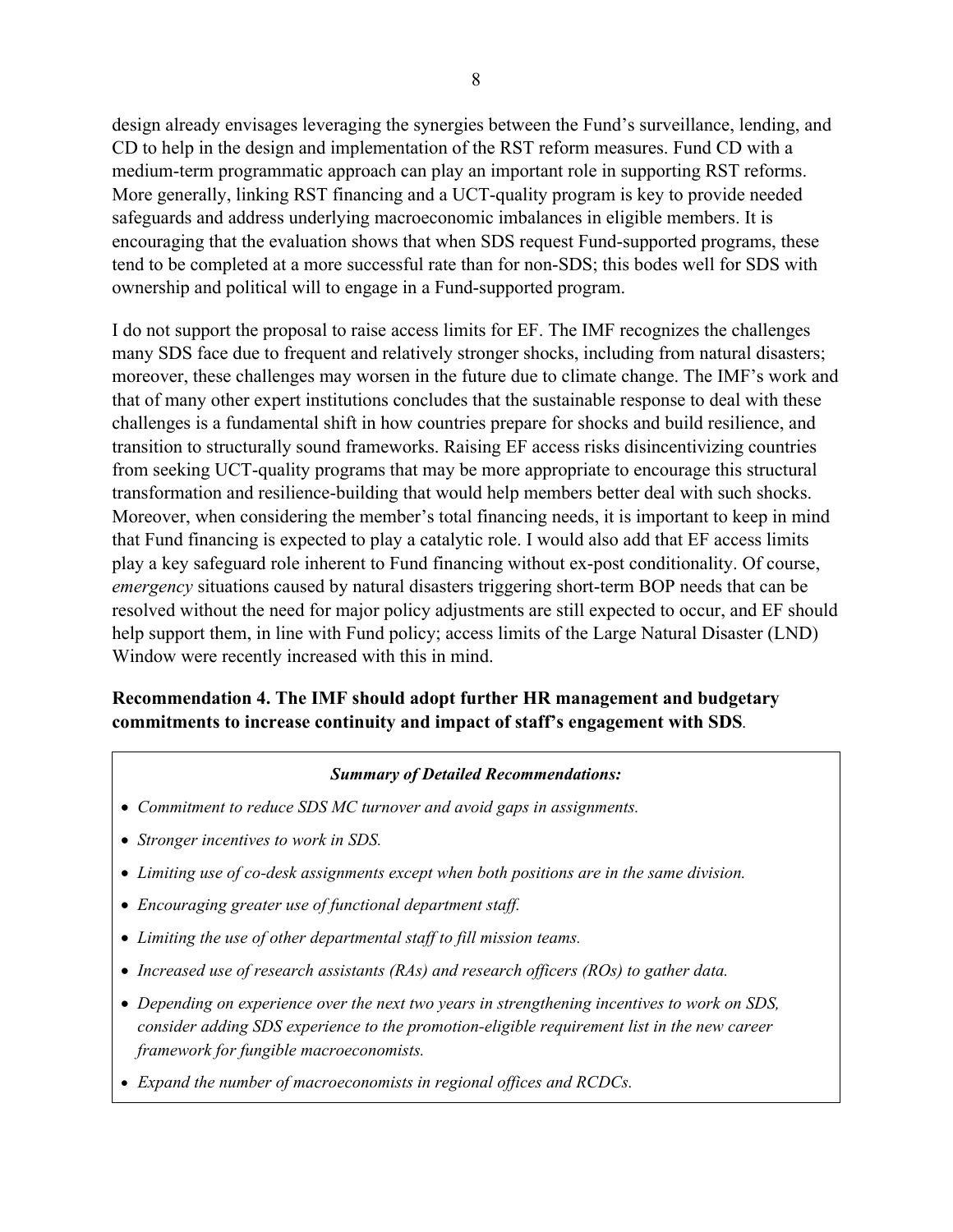design already envisages leveraging the synergies between the Fund's surveillance, lending, and CD to help in the design and implementation of the RST reform measures. Fund CD with a medium-term programmatic approach can play an important role in supporting RST reforms. More generally, linking RST financing and a UCT-quality program is key to provide needed safeguards and address underlying macroeconomic imbalances in eligible members. It is encouraging that the evaluation shows that when SDS request Fund-supported programs, these tend to be completed at a more successful rate than for non-SDS; this bodes well for SDS with ownership and political will to engage in a Fund-supported program.

I do not support the proposal to raise access limits for EF. The IMF recognizes the challenges many SDS face due to frequent and relatively stronger shocks, including from natural disasters; moreover, these challenges may worsen in the future due to climate change. The IMF's work and that of many other expert institutions concludes that the sustainable response to deal with these challenges is a fundamental shift in how countries prepare for shocks and build resilience, and transition to structurally sound frameworks. Raising EF access risks disincentivizing countries from seeking UCT-quality programs that may be more appropriate to encourage this structural transformation and resilience-building that would help members better deal with such shocks. Moreover, when considering the member's total financing needs, it is important to keep in mind that Fund financing is expected to play a catalytic role. I would also add that EF access limits play a key safeguard role inherent to Fund financing without ex-post conditionality. Of course, *emergency* situations caused by natural disasters triggering short-term BOP needs that can be resolved without the need for major policy adjustments are still expected to occur, and EF should help support them, in line with Fund policy; access limits of the Large Natural Disaster (LND) Window were recently increased with this in mind.

**Recommendation 4. The IMF should adopt further HR management and budgetary commitments to increase continuity and impact of staff's engagement with SDS**.

***Summary of Detailed Recommendations:***

- *Commitment to reduce SDS MC turnover and avoid gaps in assignments.*
- *Stronger incentives to work in SDS.*
- *Limiting use of co-desk assignments except when both positions are in the same division.*
- *Encouraging greater use of functional department staff.*
- *Limiting the use of other departmental staff to fill mission teams.*
- *Increased use of research assistants (RAs) and research officers (ROs) to gather data.*
- *Depending on experience over the next two years in strengthening incentives to work on SDS, consider adding SDS experience to the promotion-eligible requirement list in the new career framework for fungible macroeconomists.*
- *Expand the number of macroeconomists in regional offices and RCDCs.*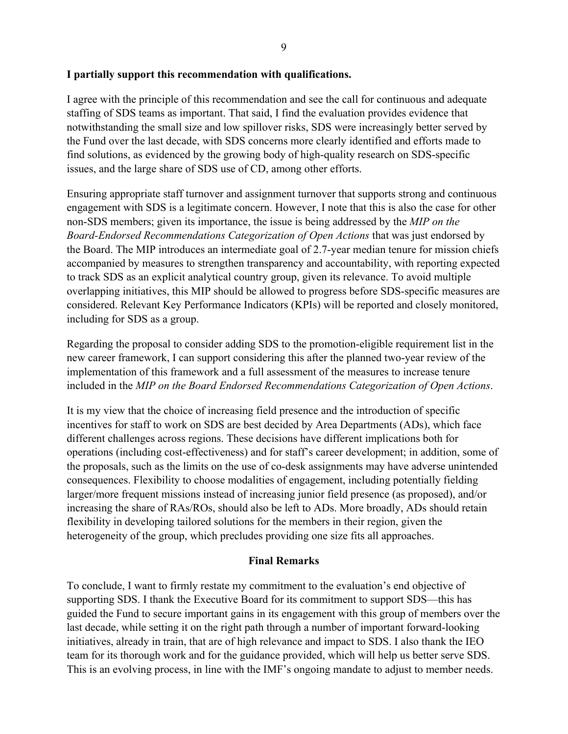**I partially support this recommendation with qualifications.**

I agree with the principle of this recommendation and see the call for continuous and adequate staffing of SDS teams as important. That said, I find the evaluation provides evidence that notwithstanding the small size and low spillover risks, SDS were increasingly better served by the Fund over the last decade, with SDS concerns more clearly identified and efforts made to find solutions, as evidenced by the growing body of high-quality research on SDS-specific issues, and the large share of SDS use of CD, among other efforts.

Ensuring appropriate staff turnover and assignment turnover that supports strong and continuous engagement with SDS is a legitimate concern. However, I note that this is also the case for other non-SDS members; given its importance, the issue is being addressed by the *MIP on the Board-Endorsed Recommendations Categorization of Open Actions* that was just endorsed by the Board. The MIP introduces an intermediate goal of 2.7-year median tenure for mission chiefs accompanied by measures to strengthen transparency and accountability, with reporting expected to track SDS as an explicit analytical country group, given its relevance. To avoid multiple overlapping initiatives, this MIP should be allowed to progress before SDS-specific measures are considered. Relevant Key Performance Indicators (KPIs) will be reported and closely monitored, including for SDS as a group.

Regarding the proposal to consider adding SDS to the promotion-eligible requirement list in the new career framework, I can support considering this after the planned two-year review of the implementation of this framework and a full assessment of the measures to increase tenure included in the *MIP on the Board Endorsed Recommendations Categorization of Open Actions*.

It is my view that the choice of increasing field presence and the introduction of specific incentives for staff to work on SDS are best decided by Area Departments (ADs), which face different challenges across regions. These decisions have different implications both for operations (including cost-effectiveness) and for staff's career development; in addition, some of the proposals, such as the limits on the use of co-desk assignments may have adverse unintended consequences. Flexibility to choose modalities of engagement, including potentially fielding larger/more frequent missions instead of increasing junior field presence (as proposed), and/or increasing the share of RAs/ROs, should also be left to ADs. More broadly, ADs should retain flexibility in developing tailored solutions for the members in their region, given the heterogeneity of the group, which precludes providing one size fits all approaches.

## Final Remarks

To conclude, I want to firmly restate my commitment to the evaluation's end objective of supporting SDS. I thank the Executive Board for its commitment to support SDS—this has guided the Fund to secure important gains in its engagement with this group of members over the last decade, while setting it on the right path through a number of important forward-looking initiatives, already in train, that are of high relevance and impact to SDS. I also thank the IEO team for its thorough work and for the guidance provided, which will help us better serve SDS. This is an evolving process, in line with the IMF's ongoing mandate to adjust to member needs.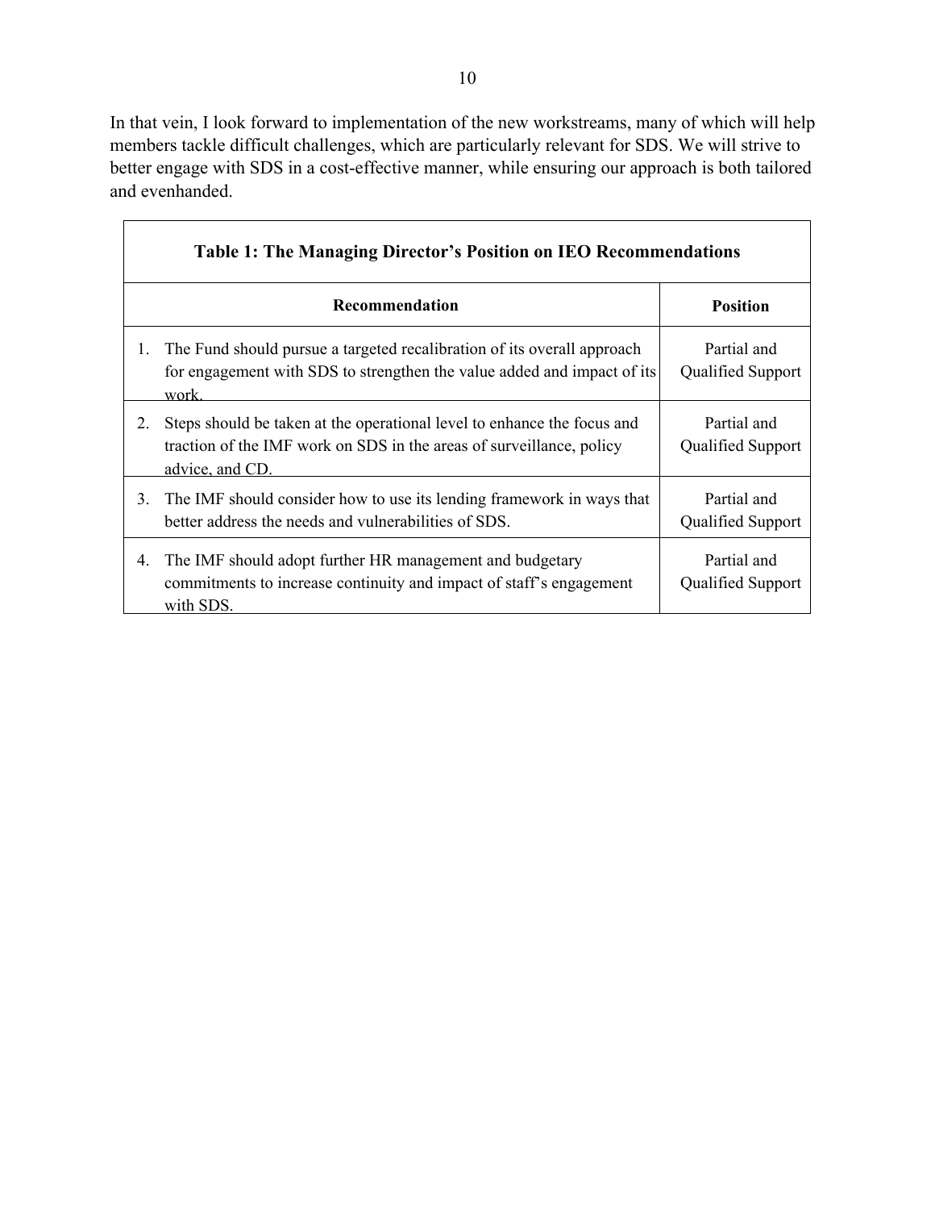In that vein, I look forward to implementation of the new workstreams, many of which will help members tackle difficult challenges, which are particularly relevant for SDS. We will strive to better engage with SDS in a cost-effective manner, while ensuring our approach is both tailored and evenhanded.

**Table 1: The Managing Director's Position on IEO Recommendations**

| Recommendation | Position |
|---|---|
| 1. The Fund should pursue a targeted recalibration of its overall approach for engagement with SDS to strengthen the value added and impact of its work. | Partial and Qualified Support |
| 2. Steps should be taken at the operational level to enhance the focus and traction of the IMF work on SDS in the areas of surveillance, policy advice, and CD. | Partial and Qualified Support |
| 3. The IMF should consider how to use its lending framework in ways that better address the needs and vulnerabilities of SDS. | Partial and Qualified Support |
| 4. The IMF should adopt further HR management and budgetary commitments to increase continuity and impact of staff's engagement with SDS. | Partial and Qualified Support |